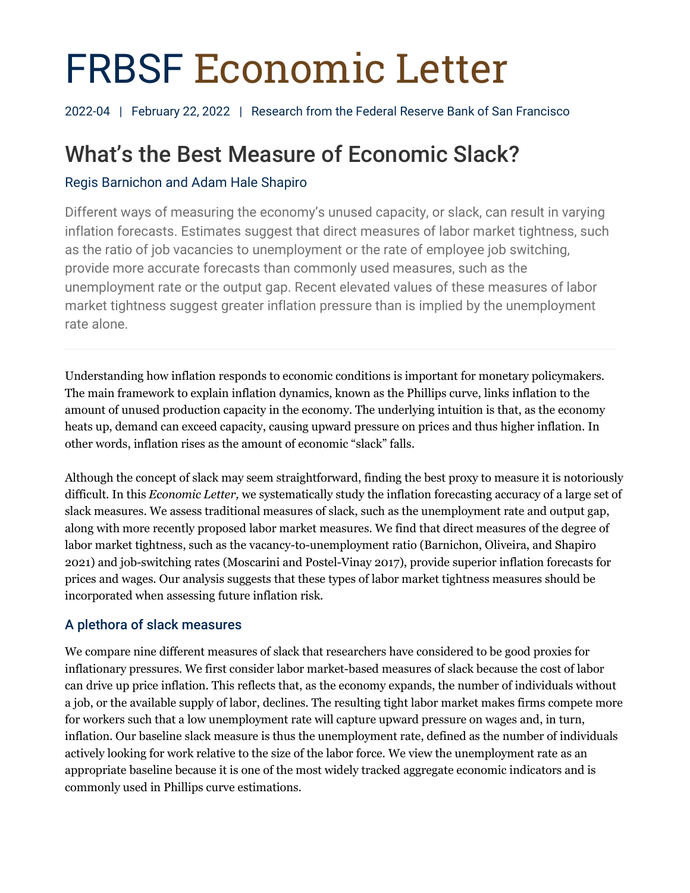# FRBSF Economic Letter

2022-04 | February 22, 2022 | Research from the Federal Reserve Bank of San Francisco

## What's the Best Measure of Economic Slack?

Regis Barnichon and Adam Hale Shapiro

Different ways of measuring the economy's unused capacity, or slack, can result in varying inflation forecasts. Estimates suggest that direct measures of labor market tightness, such as the ratio of job vacancies to unemployment or the rate of employee job switching, provide more accurate forecasts than commonly used measures, such as the unemployment rate or the output gap. Recent elevated values of these measures of labor market tightness suggest greater inflation pressure than is implied by the unemployment rate alone.

---

Understanding how inflation responds to economic conditions is important for monetary policymakers. The main framework to explain inflation dynamics, known as the Phillips curve, links inflation to the amount of unused production capacity in the economy. The underlying intuition is that, as the economy heats up, demand can exceed capacity, causing upward pressure on prices and thus higher inflation. In other words, inflation rises as the amount of economic "slack" falls.

Although the concept of slack may seem straightforward, finding the best proxy to measure it is notoriously difficult. In this *Economic Letter,* we systematically study the inflation forecasting accuracy of a large set of slack measures. We assess traditional measures of slack, such as the unemployment rate and output gap, along with more recently proposed labor market measures. We find that direct measures of the degree of labor market tightness, such as the vacancy-to-unemployment ratio (Barnichon, Oliveira, and Shapiro 2021) and job-switching rates (Moscarini and Postel-Vinay 2017), provide superior inflation forecasts for prices and wages. Our analysis suggests that these types of labor market tightness measures should be incorporated when assessing future inflation risk.

### A plethora of slack measures

We compare nine different measures of slack that researchers have considered to be good proxies for inflationary pressures. We first consider labor market-based measures of slack because the cost of labor can drive up price inflation. This reflects that, as the economy expands, the number of individuals without a job, or the available supply of labor, declines. The resulting tight labor market makes firms compete more for workers such that a low unemployment rate will capture upward pressure on wages and, in turn, inflation. Our baseline slack measure is thus the unemployment rate, defined as the number of individuals actively looking for work relative to the size of the labor force. We view the unemployment rate as an appropriate baseline because it is one of the most widely tracked aggregate economic indicators and is commonly used in Phillips curve estimations.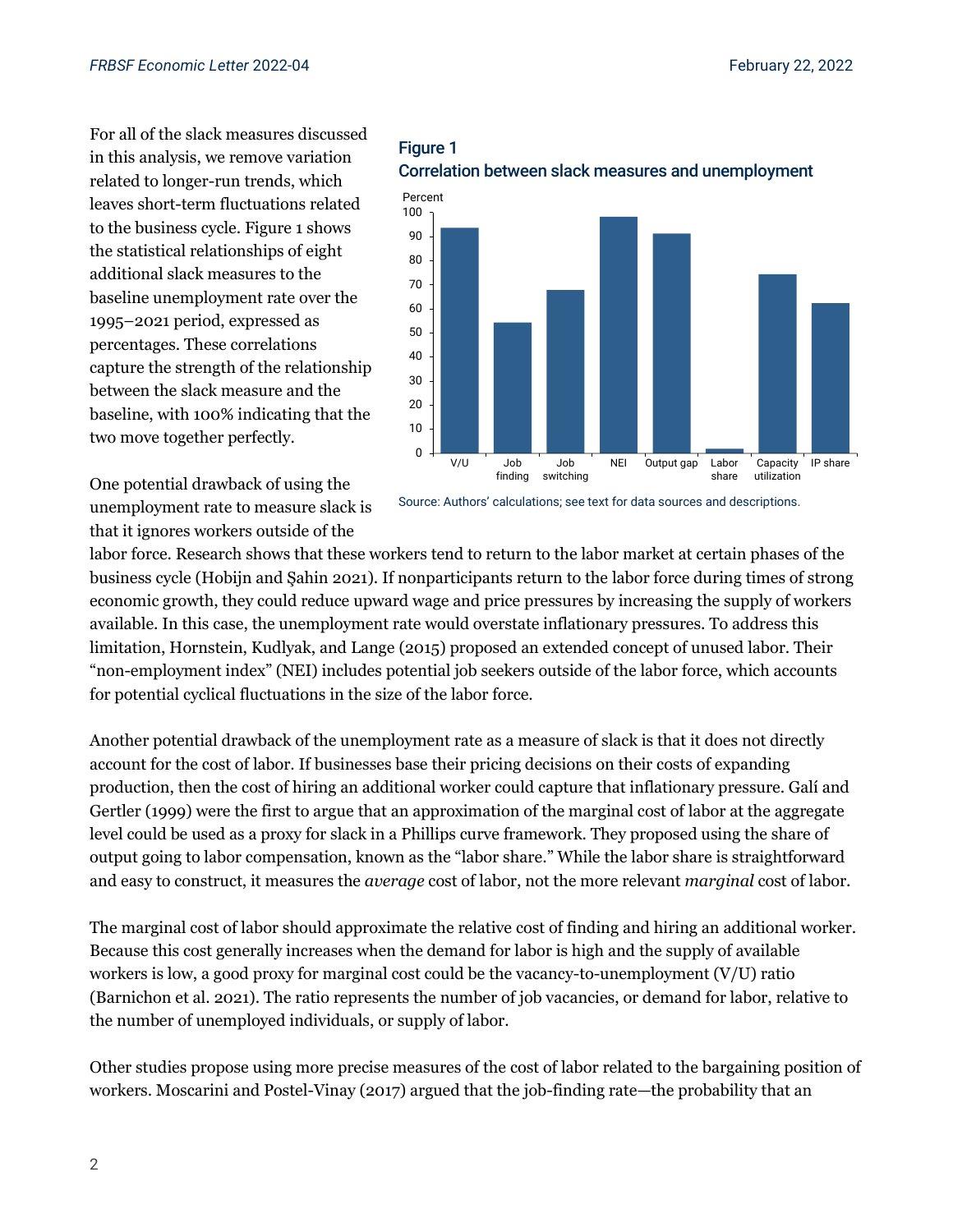For all of the slack measures discussed in this analysis, we remove variation related to longer-run trends, which leaves short-term fluctuations related to the business cycle. Figure 1 shows the statistical relationships of eight additional slack measures to the baseline unemployment rate over the 1995–2021 period, expressed as percentages. These correlations capture the strength of the relationship between the slack measure and the baseline, with 100% indicating that the two move together perfectly.

**Figure 1**
**Correlation between slack measures and unemployment**

Source: Authors' calculations; see text for data sources and descriptions.

One potential drawback of using the unemployment rate to measure slack is that it ignores workers outside of the labor force. Research shows that these workers tend to return to the labor market at certain phases of the business cycle (Hobijn and Şahin 2021). If nonparticipants return to the labor force during times of strong economic growth, they could reduce upward wage and price pressures by increasing the supply of workers available. In this case, the unemployment rate would overstate inflationary pressures. To address this limitation, Hornstein, Kudlyak, and Lange (2015) proposed an extended concept of unused labor. Their "non-employment index" (NEI) includes potential job seekers outside of the labor force, which accounts for potential cyclical fluctuations in the size of the labor force.

Another potential drawback of the unemployment rate as a measure of slack is that it does not directly account for the cost of labor. If businesses base their pricing decisions on their costs of expanding production, then the cost of hiring an additional worker could capture that inflationary pressure. Galí and Gertler (1999) were the first to argue that an approximation of the marginal cost of labor at the aggregate level could be used as a proxy for slack in a Phillips curve framework. They proposed using the share of output going to labor compensation, known as the "labor share." While the labor share is straightforward and easy to construct, it measures the *average* cost of labor, not the more relevant *marginal* cost of labor.

The marginal cost of labor should approximate the relative cost of finding and hiring an additional worker. Because this cost generally increases when the demand for labor is high and the supply of available workers is low, a good proxy for marginal cost could be the vacancy-to-unemployment (V/U) ratio (Barnichon et al. 2021). The ratio represents the number of job vacancies, or demand for labor, relative to the number of unemployed individuals, or supply of labor.

Other studies propose using more precise measures of the cost of labor related to the bargaining position of workers. Moscarini and Postel-Vinay (2017) argued that the job-finding rate—the probability that an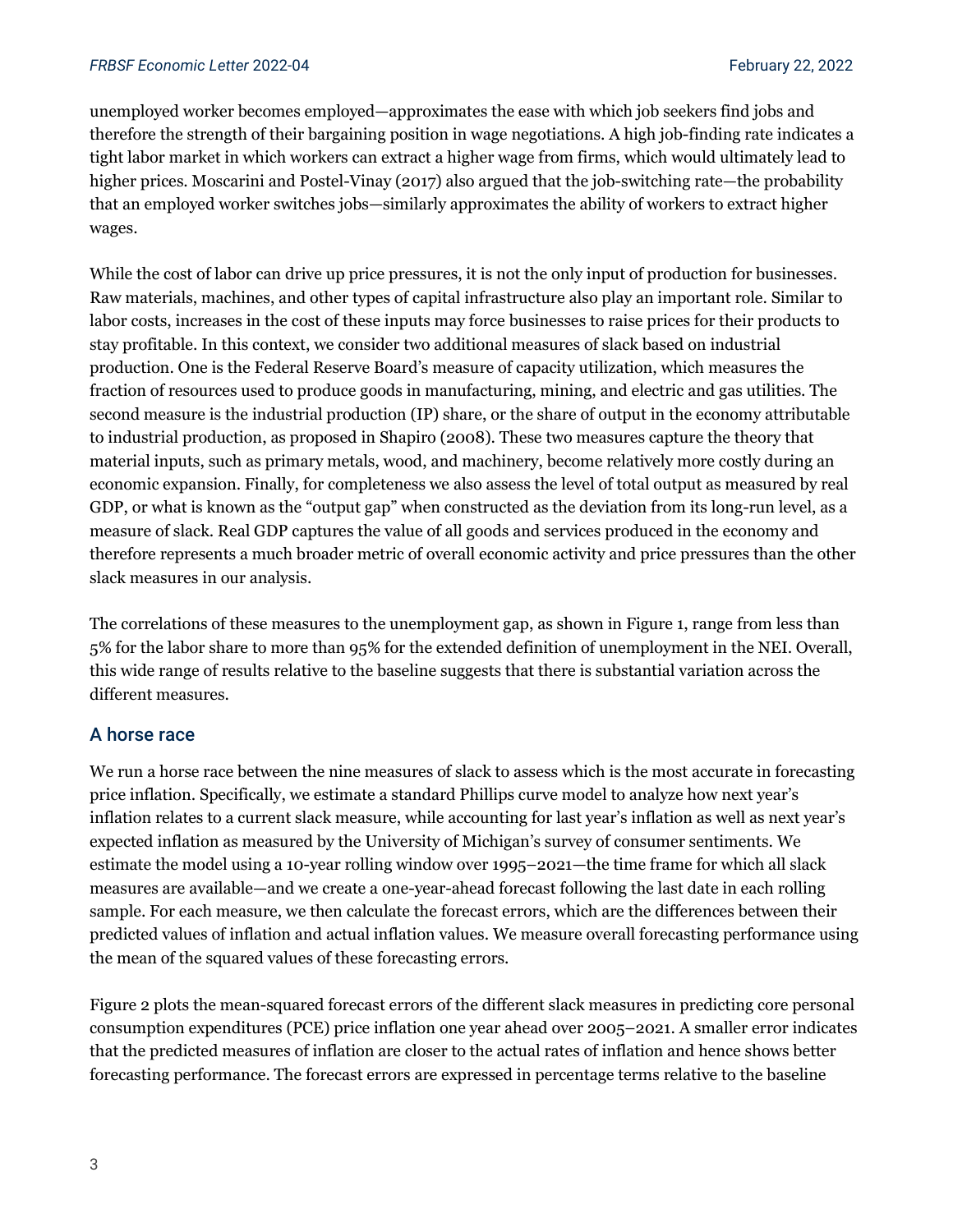unemployed worker becomes employed—approximates the ease with which job seekers find jobs and therefore the strength of their bargaining position in wage negotiations. A high job-finding rate indicates a tight labor market in which workers can extract a higher wage from firms, which would ultimately lead to higher prices. Moscarini and Postel-Vinay (2017) also argued that the job-switching rate—the probability that an employed worker switches jobs—similarly approximates the ability of workers to extract higher wages.

While the cost of labor can drive up price pressures, it is not the only input of production for businesses. Raw materials, machines, and other types of capital infrastructure also play an important role. Similar to labor costs, increases in the cost of these inputs may force businesses to raise prices for their products to stay profitable. In this context, we consider two additional measures of slack based on industrial production. One is the Federal Reserve Board's measure of capacity utilization, which measures the fraction of resources used to produce goods in manufacturing, mining, and electric and gas utilities. The second measure is the industrial production (IP) share, or the share of output in the economy attributable to industrial production, as proposed in Shapiro (2008). These two measures capture the theory that material inputs, such as primary metals, wood, and machinery, become relatively more costly during an economic expansion. Finally, for completeness we also assess the level of total output as measured by real GDP, or what is known as the "output gap" when constructed as the deviation from its long-run level, as a measure of slack. Real GDP captures the value of all goods and services produced in the economy and therefore represents a much broader metric of overall economic activity and price pressures than the other slack measures in our analysis.

The correlations of these measures to the unemployment gap, as shown in Figure 1, range from less than 5% for the labor share to more than 95% for the extended definition of unemployment in the NEI. Overall, this wide range of results relative to the baseline suggests that there is substantial variation across the different measures.

## A horse race

We run a horse race between the nine measures of slack to assess which is the most accurate in forecasting price inflation. Specifically, we estimate a standard Phillips curve model to analyze how next year's inflation relates to a current slack measure, while accounting for last year's inflation as well as next year's expected inflation as measured by the University of Michigan's survey of consumer sentiments. We estimate the model using a 10-year rolling window over 1995–2021—the time frame for which all slack measures are available—and we create a one-year-ahead forecast following the last date in each rolling sample. For each measure, we then calculate the forecast errors, which are the differences between their predicted values of inflation and actual inflation values. We measure overall forecasting performance using the mean of the squared values of these forecasting errors.

Figure 2 plots the mean-squared forecast errors of the different slack measures in predicting core personal consumption expenditures (PCE) price inflation one year ahead over 2005–2021. A smaller error indicates that the predicted measures of inflation are closer to the actual rates of inflation and hence shows better forecasting performance. The forecast errors are expressed in percentage terms relative to the baseline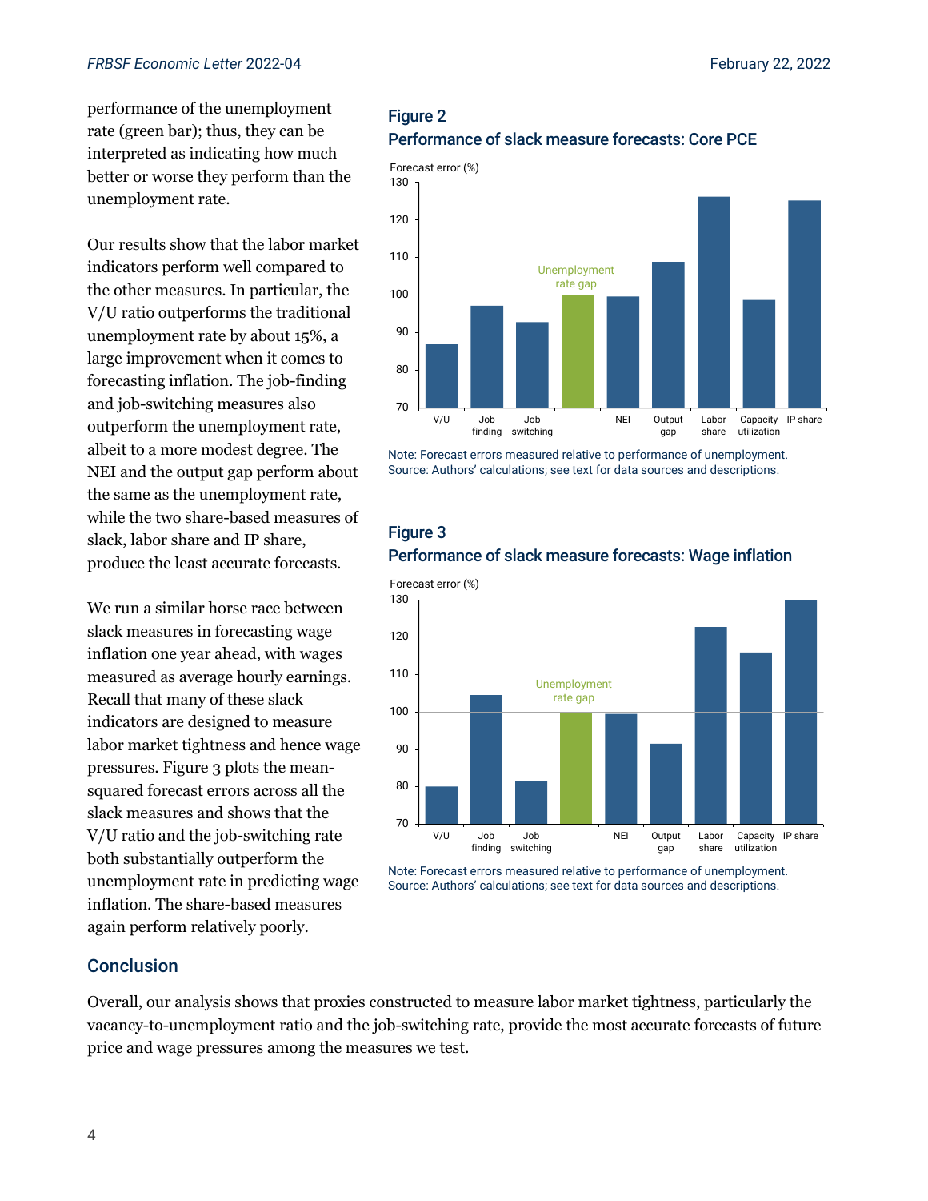performance of the unemployment rate (green bar); thus, they can be interpreted as indicating how much better or worse they perform than the unemployment rate.

Our results show that the labor market indicators perform well compared to the other measures. In particular, the V/U ratio outperforms the traditional unemployment rate by about 15%, a large improvement when it comes to forecasting inflation. The job-finding and job-switching measures also outperform the unemployment rate, albeit to a more modest degree. The NEI and the output gap perform about the same as the unemployment rate, while the two share-based measures of slack, labor share and IP share, produce the least accurate forecasts.

We run a similar horse race between slack measures in forecasting wage inflation one year ahead, with wages measured as average hourly earnings. Recall that many of these slack indicators are designed to measure labor market tightness and hence wage pressures. Figure 3 plots the mean-squared forecast errors across all the slack measures and shows that the V/U ratio and the job-switching rate both substantially outperform the unemployment rate in predicting wage inflation. The share-based measures again perform relatively poorly.

**Figure 2**
**Performance of slack measure forecasts: Core PCE**

Note: Forecast errors measured relative to performance of unemployment.
Source: Authors' calculations; see text for data sources and descriptions.

**Figure 3**
**Performance of slack measure forecasts: Wage inflation**

Note: Forecast errors measured relative to performance of unemployment.
Source: Authors' calculations; see text for data sources and descriptions.

## Conclusion

Overall, our analysis shows that proxies constructed to measure labor market tightness, particularly the vacancy-to-unemployment ratio and the job-switching rate, provide the most accurate forecasts of future price and wage pressures among the measures we test.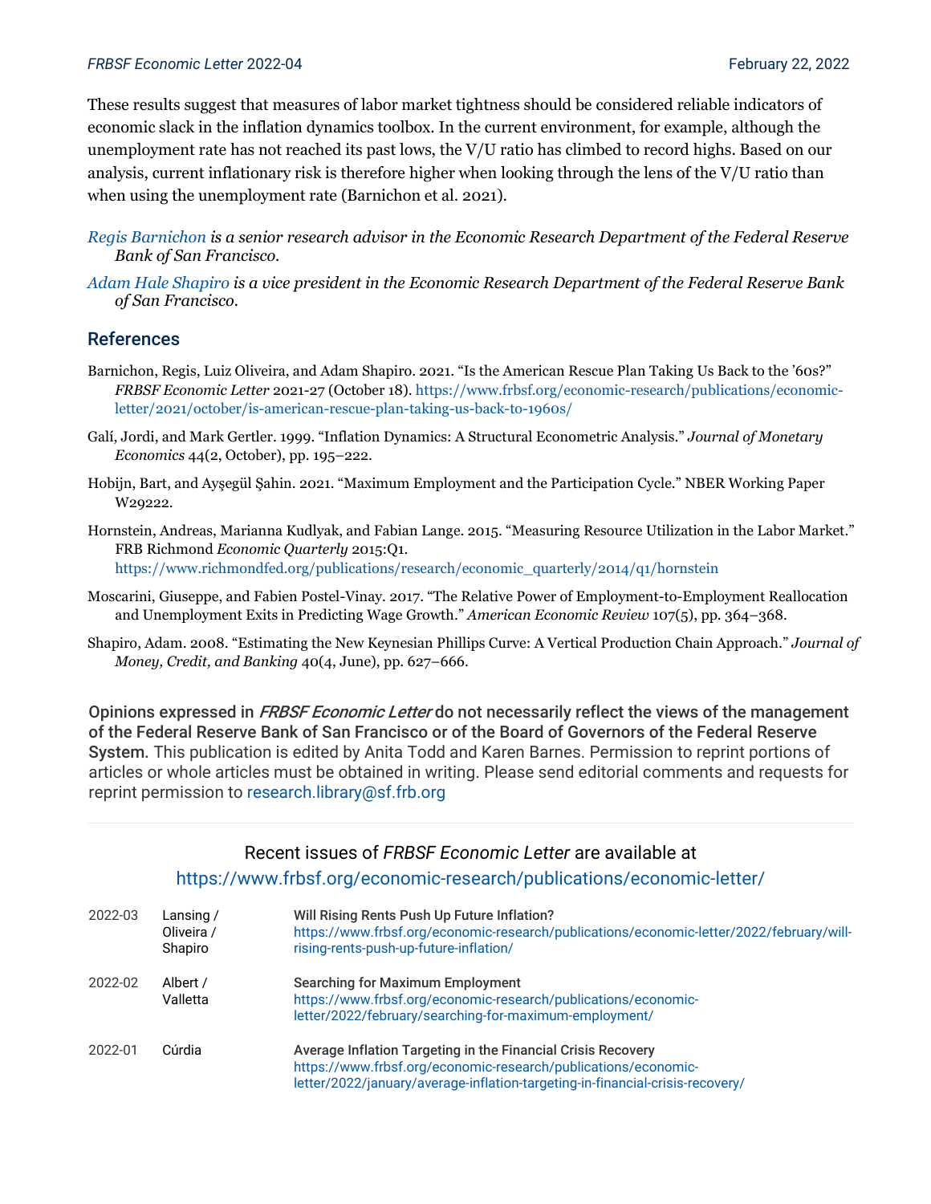These results suggest that measures of labor market tightness should be considered reliable indicators of economic slack in the inflation dynamics toolbox. In the current environment, for example, although the unemployment rate has not reached its past lows, the V/U ratio has climbed to record highs. Based on our analysis, current inflationary risk is therefore higher when looking through the lens of the V/U ratio than when using the unemployment rate (Barnichon et al. 2021).

*Regis Barnichon is a senior research advisor in the Economic Research Department of the Federal Reserve Bank of San Francisco.*

*Adam Hale Shapiro is a vice president in the Economic Research Department of the Federal Reserve Bank of San Francisco.*

## References

Barnichon, Regis, Luiz Oliveira, and Adam Shapiro. 2021. "Is the American Rescue Plan Taking Us Back to the '60s?" *FRBSF Economic Letter* 2021-27 (October 18). https://www.frbsf.org/economic-research/publications/economic-letter/2021/october/is-american-rescue-plan-taking-us-back-to-1960s/

Galí, Jordi, and Mark Gertler. 1999. "Inflation Dynamics: A Structural Econometric Analysis." *Journal of Monetary Economics* 44(2, October), pp. 195–222.

Hobijn, Bart, and Ayşegül Şahin. 2021. "Maximum Employment and the Participation Cycle." NBER Working Paper W29222.

Hornstein, Andreas, Marianna Kudlyak, and Fabian Lange. 2015. "Measuring Resource Utilization in the Labor Market." FRB Richmond *Economic Quarterly* 2015:Q1. https://www.richmondfed.org/publications/research/economic_quarterly/2014/q1/hornstein

Moscarini, Giuseppe, and Fabien Postel-Vinay. 2017. "The Relative Power of Employment-to-Employment Reallocation and Unemployment Exits in Predicting Wage Growth." *American Economic Review* 107(5), pp. 364–368.

Shapiro, Adam. 2008. "Estimating the New Keynesian Phillips Curve: A Vertical Production Chain Approach." *Journal of Money, Credit, and Banking* 40(4, June), pp. 627–666.

**Opinions expressed in *FRBSF Economic Letter* do not necessarily reflect the views of the management of the Federal Reserve Bank of San Francisco or of the Board of Governors of the Federal Reserve System.** This publication is edited by Anita Todd and Karen Barnes. Permission to reprint portions of articles or whole articles must be obtained in writing. Please send editorial comments and requests for reprint permission to research.library@sf.frb.org

Recent issues of *FRBSF Economic Letter* are available at
https://www.frbsf.org/economic-research/publications/economic-letter/

| | | |
|---|---|---|
| 2022-03 | Lansing / Oliveira / Shapiro | **Will Rising Rents Push Up Future Inflation?** https://www.frbsf.org/economic-research/publications/economic-letter/2022/february/will-rising-rents-push-up-future-inflation/ |
| 2022-02 | Albert / Valletta | **Searching for Maximum Employment** https://www.frbsf.org/economic-research/publications/economic-letter/2022/february/searching-for-maximum-employment/ |
| 2022-01 | Cúrdia | **Average Inflation Targeting in the Financial Crisis Recovery** https://www.frbsf.org/economic-research/publications/economic-letter/2022/january/average-inflation-targeting-in-financial-crisis-recovery/ |